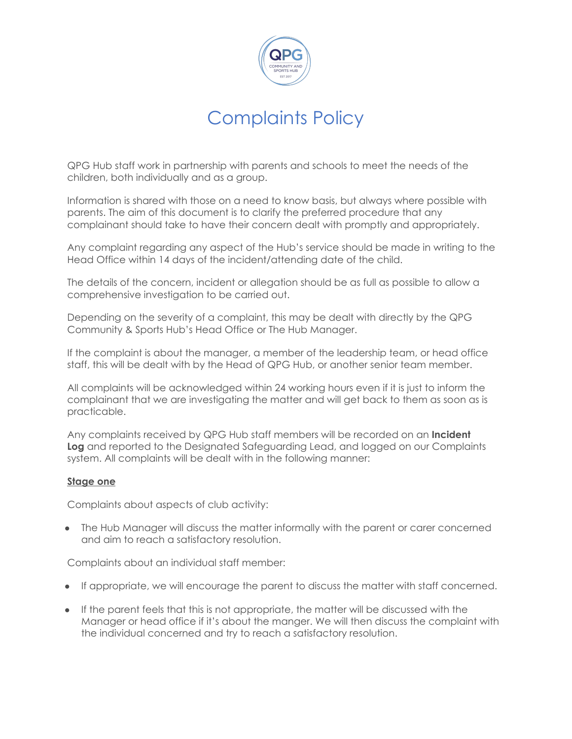# Complaints Policy

QPG Hub staff work in partnership with parents and schools to meet the needs of the children, both individually and as a group.

Information is shared with those on a need to know basis, but always where possible with parents. The aim of this document is to clarify the preferred procedure that any complainant should take to have their concern dealt with promptly and appropriately.

Any complaint regarding any aspect of the Hub's service should be made in writing to the Head Office within 14 days of the incident/attending date of the child.

The details of the concern, incident or allegation should be as full as possible to allow a comprehensive investigation to be carried out.

Depending on the severity of a complaint, this may be dealt with directly by the QPG Community & Sports Hub's Head Office or The Hub Manager.

If the complaint is about the manager, a member of the leadership team, or head office staff, this will be dealt with by the Head of QPG Hub, or another senior team member.

All complaints will be acknowledged within 24 working hours even if it is just to inform the complainant that we are investigating the matter and will get back to them as soon as is practicable.

Any complaints received by QPG Hub staff members will be recorded on an **Incident Log** and reported to the Designated Safeguarding Lead, and logged on our Complaints system. All complaints will be dealt with in the following manner:

**Stage one**

Complaints about aspects of club activity:

- The Hub Manager will discuss the matter informally with the parent or carer concerned and aim to reach a satisfactory resolution.

Complaints about an individual staff member:

- If appropriate, we will encourage the parent to discuss the matter with staff concerned.
- If the parent feels that this is not appropriate, the matter will be discussed with the Manager or head office if it's about the manger. We will then discuss the complaint with the individual concerned and try to reach a satisfactory resolution.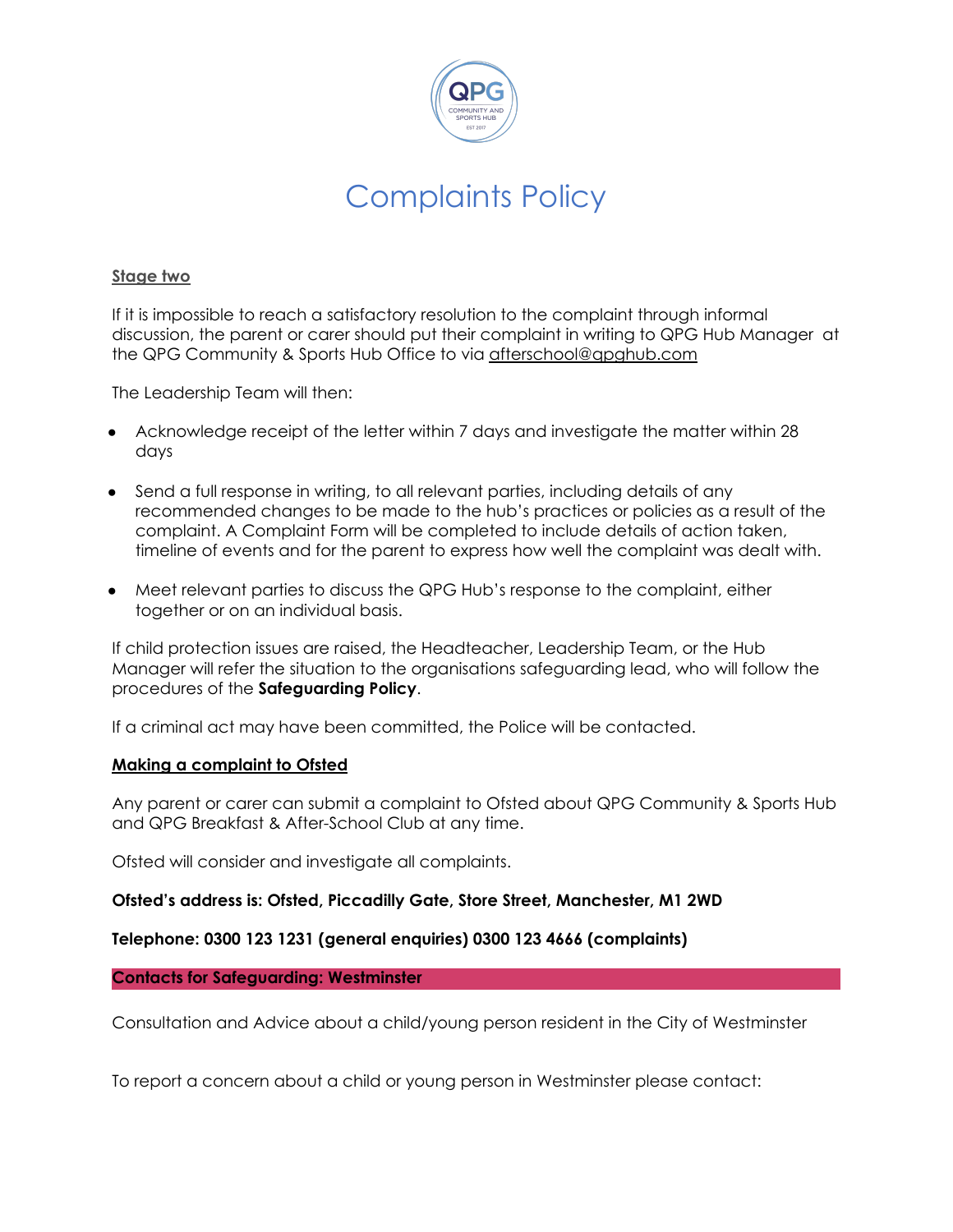# Complaints Policy

**Stage two**

If it is impossible to reach a satisfactory resolution to the complaint through informal discussion, the parent or carer should put their complaint in writing to QPG Hub Manager at the QPG Community & Sports Hub Office to via afterschool@qpghub.com

The Leadership Team will then:

- Acknowledge receipt of the letter within 7 days and investigate the matter within 28 days
- Send a full response in writing, to all relevant parties, including details of any recommended changes to be made to the hub's practices or policies as a result of the complaint. A Complaint Form will be completed to include details of action taken, timeline of events and for the parent to express how well the complaint was dealt with.
- Meet relevant parties to discuss the QPG Hub's response to the complaint, either together or on an individual basis.

If child protection issues are raised, the Headteacher, Leadership Team, or the Hub Manager will refer the situation to the organisations safeguarding lead, who will follow the procedures of the **Safeguarding Policy**.

If a criminal act may have been committed, the Police will be contacted.

**Making a complaint to Ofsted**

Any parent or carer can submit a complaint to Ofsted about QPG Community & Sports Hub and QPG Breakfast & After-School Club at any time.

Ofsted will consider and investigate all complaints.

**Ofsted's address is: Ofsted, Piccadilly Gate, Store Street, Manchester, M1 2WD**

**Telephone: 0300 123 1231 (general enquiries) 0300 123 4666 (complaints)**

**Contacts for Safeguarding: Westminster**

Consultation and Advice about a child/young person resident in the City of Westminster

To report a concern about a child or young person in Westminster please contact: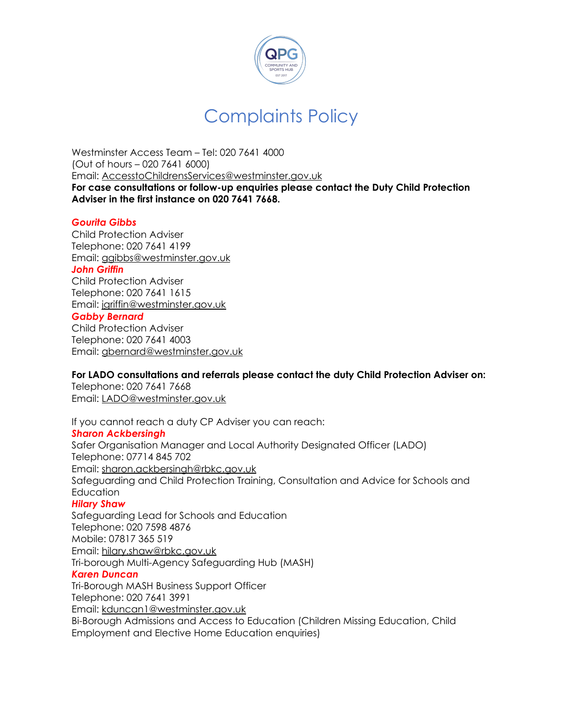# Complaints Policy

Westminster Access Team – Tel: 020 7641 4000
(Out of hours – 020 7641 6000)
Email: AccesstoChildrensServices@westminster.gov.uk
**For case consultations or follow-up enquiries please contact the Duty Child Protection Adviser in the first instance on 020 7641 7668.**

***Gourita Gibbs***
Child Protection Adviser
Telephone: 020 7641 4199
Email: ggibbs@westminster.gov.uk
***John Griffin***
Child Protection Adviser
Telephone: 020 7641 1615
Email: jgriffin@westminster.gov.uk
***Gabby Bernard***
Child Protection Adviser
Telephone: 020 7641 4003
Email: gbernard@westminster.gov.uk

**For LADO consultations and referrals please contact the duty Child Protection Adviser on:**
Telephone: 020 7641 7668
Email: LADO@westminster.gov.uk

If you cannot reach a duty CP Adviser you can reach:
***Sharon Ackbersingh***
Safer Organisation Manager and Local Authority Designated Officer (LADO)
Telephone: 07714 845 702
Email: sharon.ackbersingh@rbkc.gov.uk
Safeguarding and Child Protection Training, Consultation and Advice for Schools and Education
***Hilary Shaw***
Safeguarding Lead for Schools and Education
Telephone: 020 7598 4876
Mobile: 07817 365 519
Email: hilary.shaw@rbkc.gov.uk
Tri-borough Multi-Agency Safeguarding Hub (MASH)
***Karen Duncan***
Tri-Borough MASH Business Support Officer
Telephone: 020 7641 3991
Email: kduncan1@westminster.gov.uk
Bi-Borough Admissions and Access to Education (Children Missing Education, Child Employment and Elective Home Education enquiries)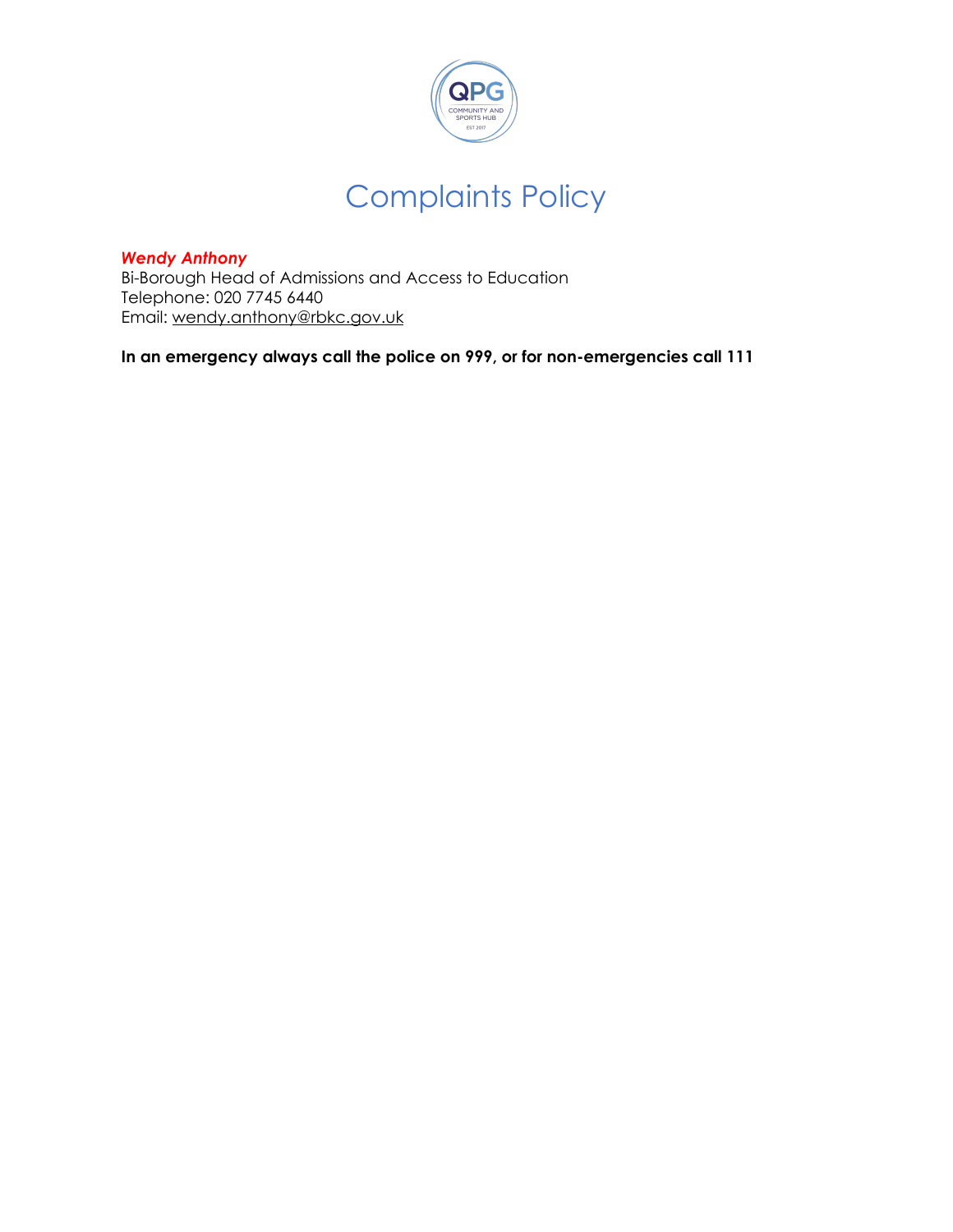# Complaints Policy

***Wendy Anthony***
Bi-Borough Head of Admissions and Access to Education
Telephone: 020 7745 6440
Email: wendy.anthony@rbkc.gov.uk

**In an emergency always call the police on 999, or for non-emergencies call 111**